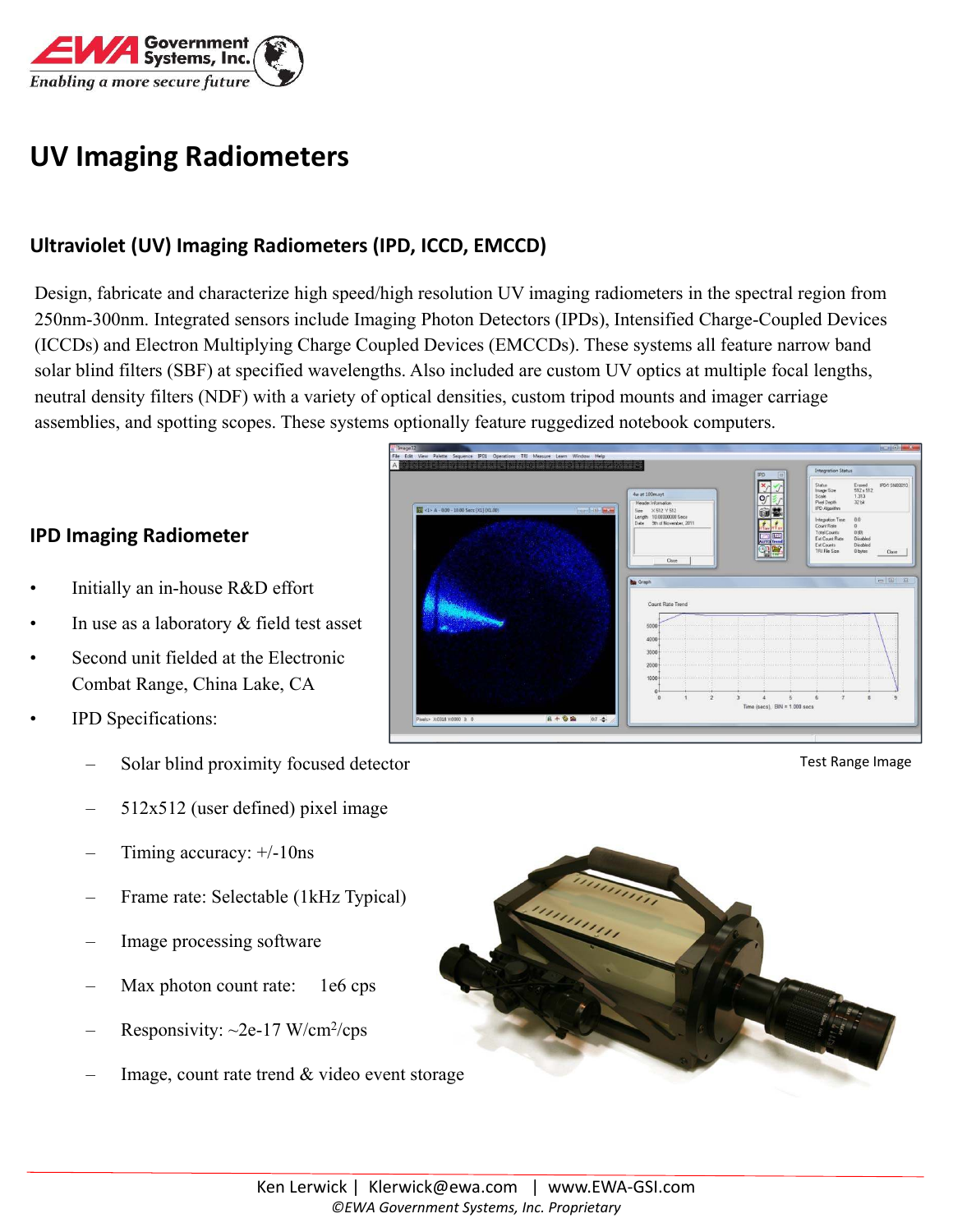# UV Imaging Radiometers

## Ultraviolet (UV) Imaging Radiometers (IPD, ICCD, EMCCD)

Design, fabricate and characterize high speed/high resolution UV imaging radiometers in the spectral region from 250nm-300nm. Integrated sensors include Imaging Photon Detectors (IPDs), Intensified Charge-Coupled Devices (ICCDs) and Electron Multiplying Charge Coupled Devices (EMCCDs). These systems all feature narrow band solar blind filters (SBF) at specified wavelengths. Also included are custom UV optics at multiple focal lengths, neutral density filters (NDF) with a variety of optical densities, custom tripod mounts and imager carriage assemblies, and spotting scopes. These systems optionally feature ruggedized notebook computers.

## IPD Imaging Radiometer

- Initially an in-house R&D effort
- In use as a laboratory & field test asset
- Second unit fielded at the Electronic Combat Range, China Lake, CA
- IPD Specifications:
  - Solar blind proximity focused detector
  - 512x512 (user defined) pixel image
  - Timing accuracy: +/-10ns
  - Frame rate: Selectable (1kHz Typical)
  - Image processing software
  - Max photon count rate: 1e6 cps
  - Responsivity: ~2e-17 W/cm$^2$/cps
  - Image, count rate trend & video event storage

Test Range Image

Ken Lerwick | Klerwick@ewa.com | www.EWA-GSI.com

*©EWA Government Systems, Inc. Proprietary*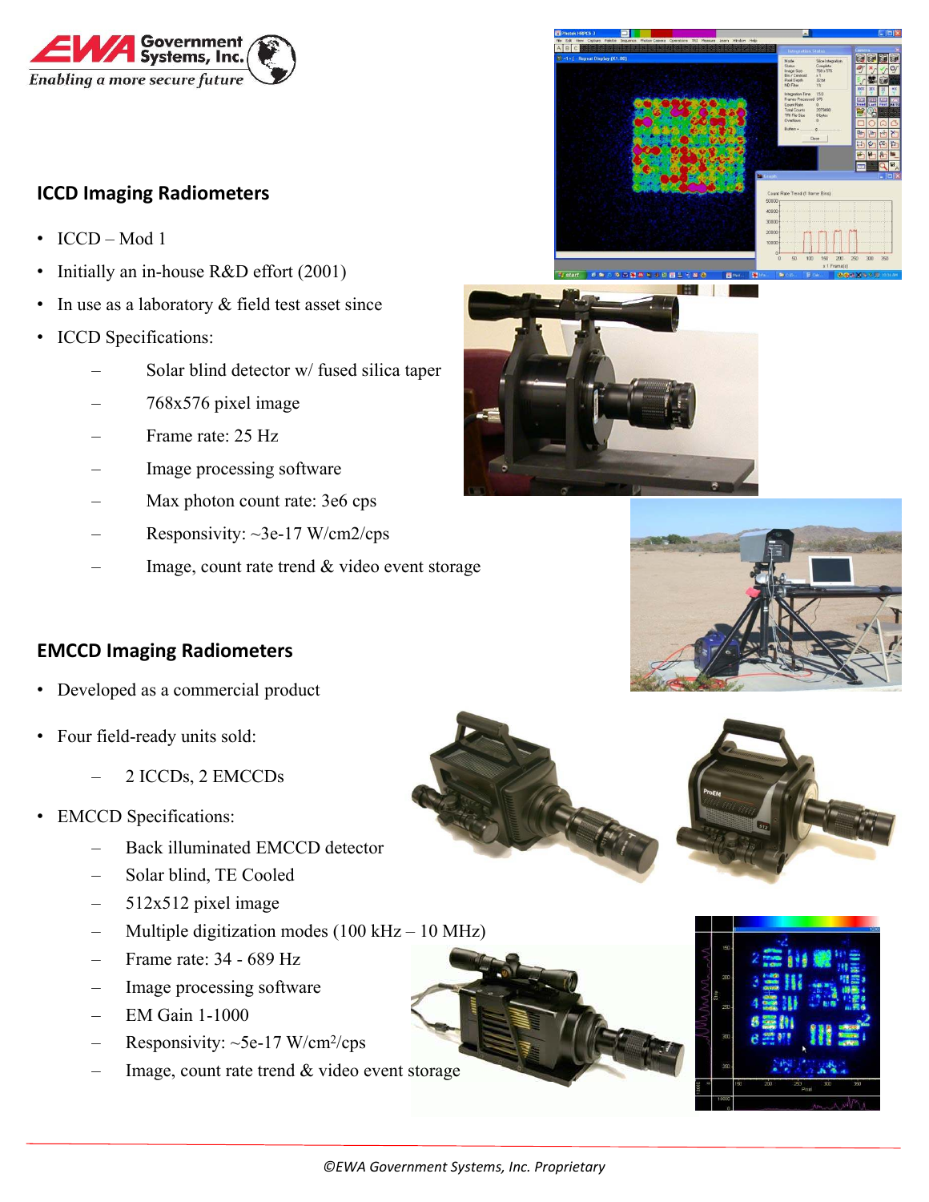## ICCD Imaging Radiometers

- ICCD – Mod 1
- Initially an in-house R&D effort (2001)
- In use as a laboratory & field test asset since
- ICCD Specifications:
  - Solar blind detector w/ fused silica taper
  - 768x576 pixel image
  - Frame rate: 25 Hz
  - Image processing software
  - Max photon count rate: 3e6 cps
  - Responsivity: ~3e-17 W/cm2/cps
  - Image, count rate trend & video event storage

## EMCCD Imaging Radiometers

- Developed as a commercial product
- Four field-ready units sold:
  - 2 ICCDs, 2 EMCCDs
- EMCCD Specifications:
  - Back illuminated EMCCD detector
  - Solar blind, TE Cooled
  - 512x512 pixel image
  - Multiple digitization modes (100 kHz – 10 MHz)
  - Frame rate: 34 - 689 Hz
  - Image processing software
  - EM Gain 1-1000
  - Responsivity: ~5e-17 W/cm$^2$/cps
  - Image, count rate trend & video event storage

*©EWA Government Systems, Inc. Proprietary*